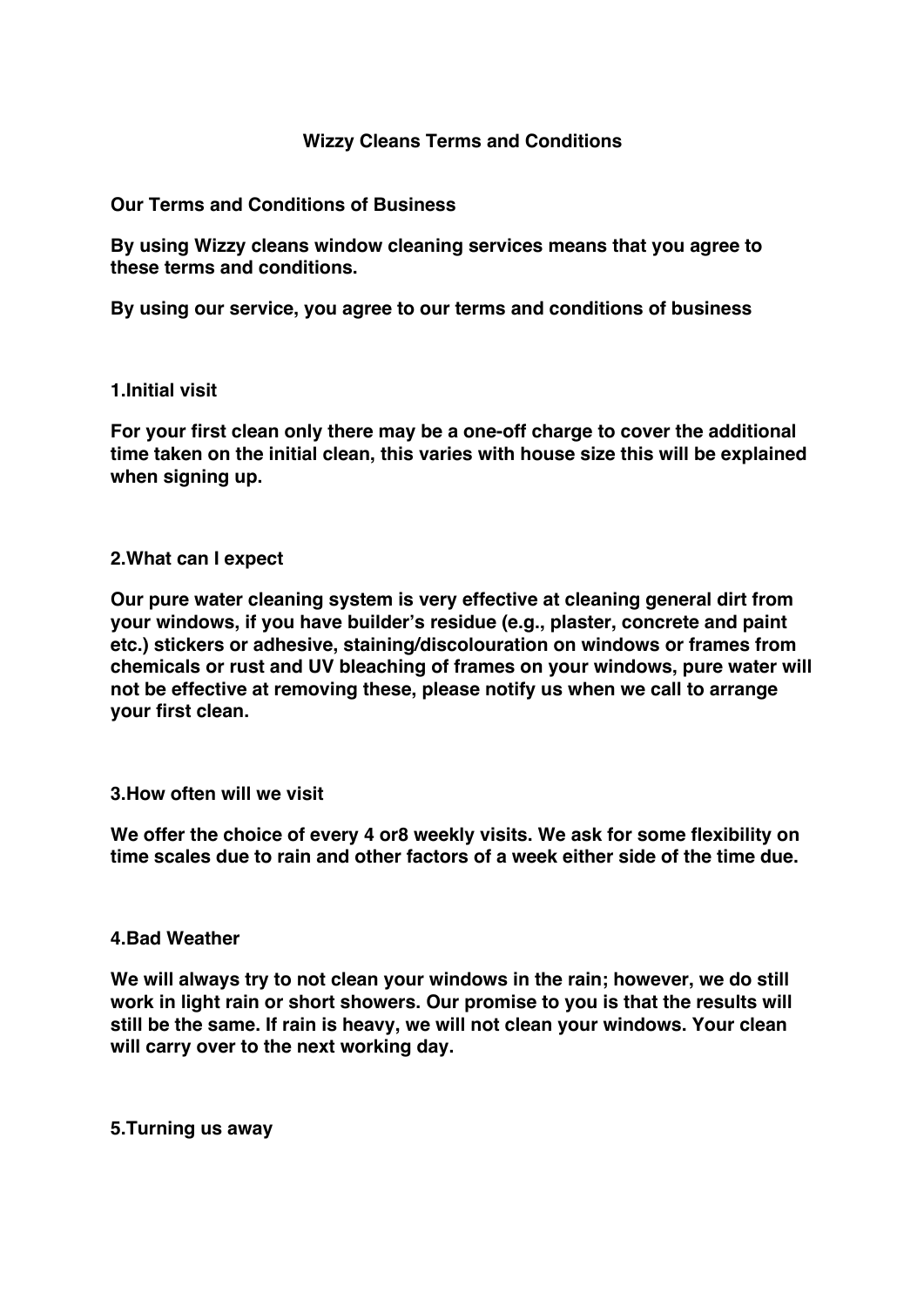# Wizzy Cleans Terms and Conditions

## Our Terms and Conditions of Business

**By using Wizzy cleans window cleaning services means that you agree to these terms and conditions.**

**By using our service, you agree to our terms and conditions of business**

### 1.Initial visit

**For your first clean only there may be a one-off charge to cover the additional time taken on the initial clean, this varies with house size this will be explained when signing up.**

### 2.What can I expect

**Our pure water cleaning system is very effective at cleaning general dirt from your windows, if you have builder's residue (e.g., plaster, concrete and paint etc.) stickers or adhesive, staining/discolouration on windows or frames from chemicals or rust and UV bleaching of frames on your windows, pure water will not be effective at removing these, please notify us when we call to arrange your first clean.**

### 3.How often will we visit

**We offer the choice of every 4 or8 weekly visits. We ask for some flexibility on time scales due to rain and other factors of a week either side of the time due.**

### 4.Bad Weather

**We will always try to not clean your windows in the rain; however, we do still work in light rain or short showers. Our promise to you is that the results will still be the same. If rain is heavy, we will not clean your windows. Your clean will carry over to the next working day.**

### 5.Turning us away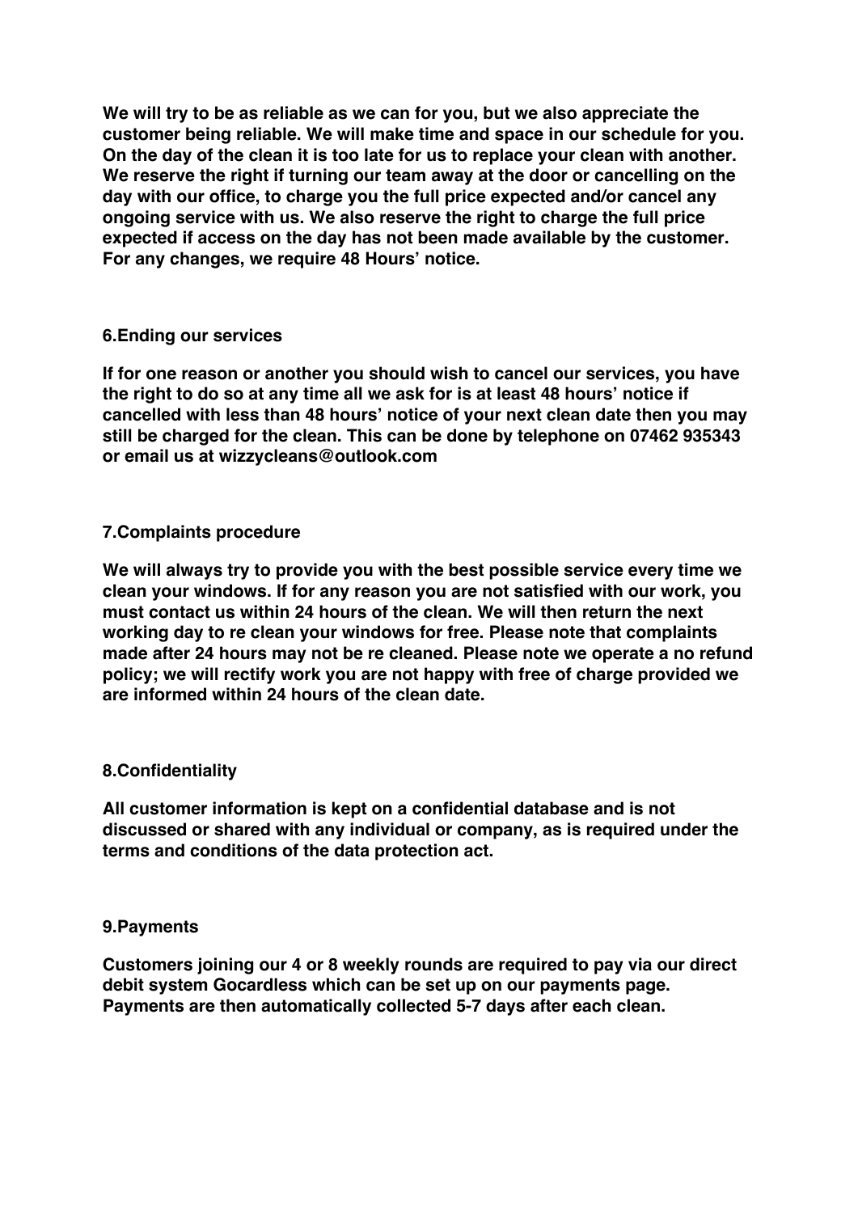**We will try to be as reliable as we can for you, but we also appreciate the customer being reliable. We will make time and space in our schedule for you. On the day of the clean it is too late for us to replace your clean with another. We reserve the right if turning our team away at the door or cancelling on the day with our office, to charge you the full price expected and/or cancel any ongoing service with us. We also reserve the right to charge the full price expected if access on the day has not been made available by the customer. For any changes, we require 48 Hours' notice.**

## 6.Ending our services

**If for one reason or another you should wish to cancel our services, you have the right to do so at any time all we ask for is at least 48 hours' notice if cancelled with less than 48 hours' notice of your next clean date then you may still be charged for the clean. This can be done by telephone on 07462 935343 or email us at wizzycleans@outlook.com**

## 7.Complaints procedure

**We will always try to provide you with the best possible service every time we clean your windows. If for any reason you are not satisfied with our work, you must contact us within 24 hours of the clean. We will then return the next working day to re clean your windows for free. Please note that complaints made after 24 hours may not be re cleaned. Please note we operate a no refund policy; we will rectify work you are not happy with free of charge provided we are informed within 24 hours of the clean date.**

## 8.Confidentiality

**All customer information is kept on a confidential database and is not discussed or shared with any individual or company, as is required under the terms and conditions of the data protection act.**

## 9.Payments

**Customers joining our 4 or 8 weekly rounds are required to pay via our direct debit system Gocardless which can be set up on our payments page. Payments are then automatically collected 5-7 days after each clean.**